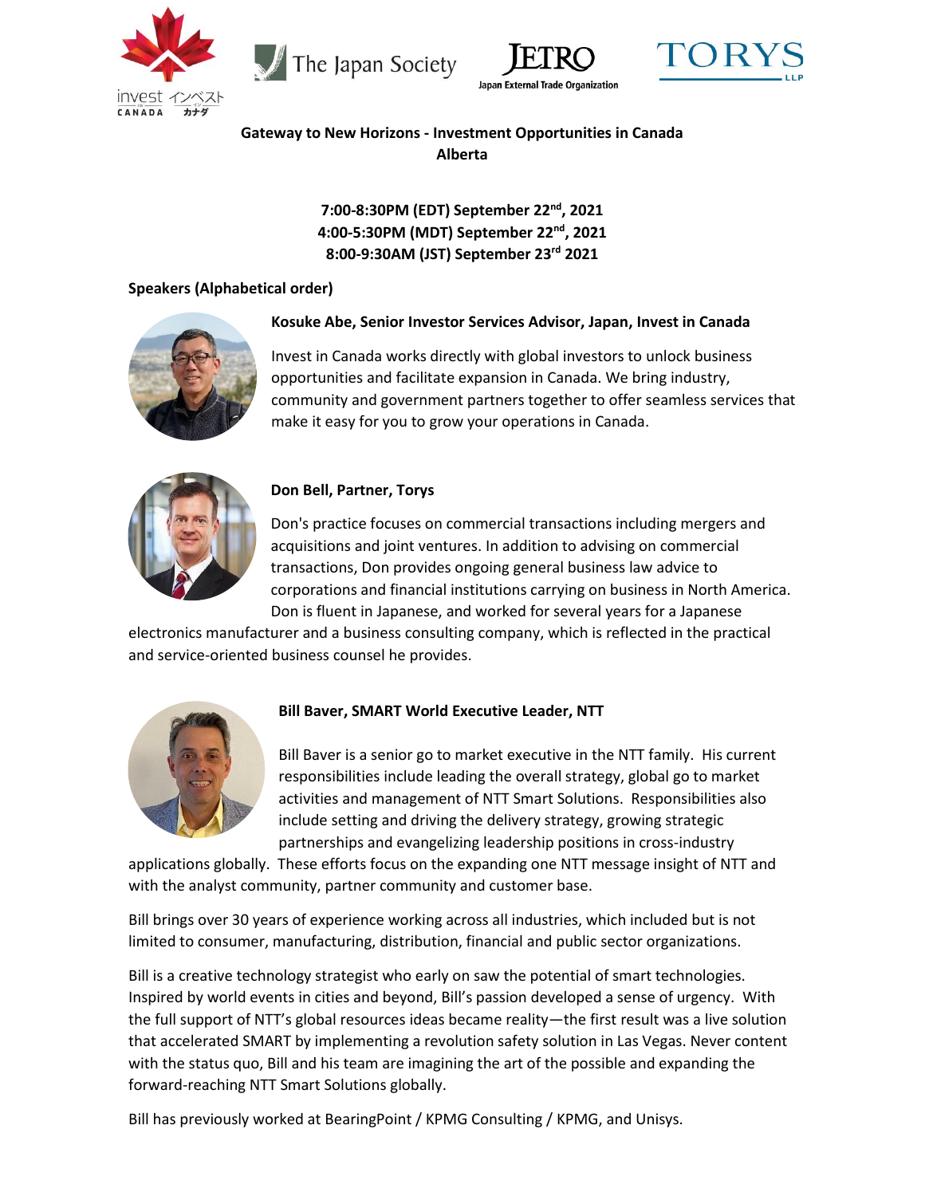**Gateway to New Horizons - Investment Opportunities in Canada**
**Alberta**

**7:00-8:30PM (EDT) September 22nd, 2021**
**4:00-5:30PM (MDT) September 22nd, 2021**
**8:00-9:30AM (JST) September 23rd 2021**

**Speakers (Alphabetical order)**

**Kosuke Abe, Senior Investor Services Advisor, Japan, Invest in Canada**

Invest in Canada works directly with global investors to unlock business opportunities and facilitate expansion in Canada. We bring industry, community and government partners together to offer seamless services that make it easy for you to grow your operations in Canada.

**Don Bell, Partner, Torys**

Don's practice focuses on commercial transactions including mergers and acquisitions and joint ventures. In addition to advising on commercial transactions, Don provides ongoing general business law advice to corporations and financial institutions carrying on business in North America. Don is fluent in Japanese, and worked for several years for a Japanese electronics manufacturer and a business consulting company, which is reflected in the practical and service-oriented business counsel he provides.

**Bill Baver, SMART World Executive Leader, NTT**

Bill Baver is a senior go to market executive in the NTT family. His current responsibilities include leading the overall strategy, global go to market activities and management of NTT Smart Solutions. Responsibilities also include setting and driving the delivery strategy, growing strategic partnerships and evangelizing leadership positions in cross-industry applications globally. These efforts focus on the expanding one NTT message insight of NTT and with the analyst community, partner community and customer base.

Bill brings over 30 years of experience working across all industries, which included but is not limited to consumer, manufacturing, distribution, financial and public sector organizations.

Bill is a creative technology strategist who early on saw the potential of smart technologies. Inspired by world events in cities and beyond, Bill's passion developed a sense of urgency. With the full support of NTT's global resources ideas became reality—the first result was a live solution that accelerated SMART by implementing a revolution safety solution in Las Vegas. Never content with the status quo, Bill and his team are imagining the art of the possible and expanding the forward-reaching NTT Smart Solutions globally.

Bill has previously worked at BearingPoint / KPMG Consulting / KPMG, and Unisys.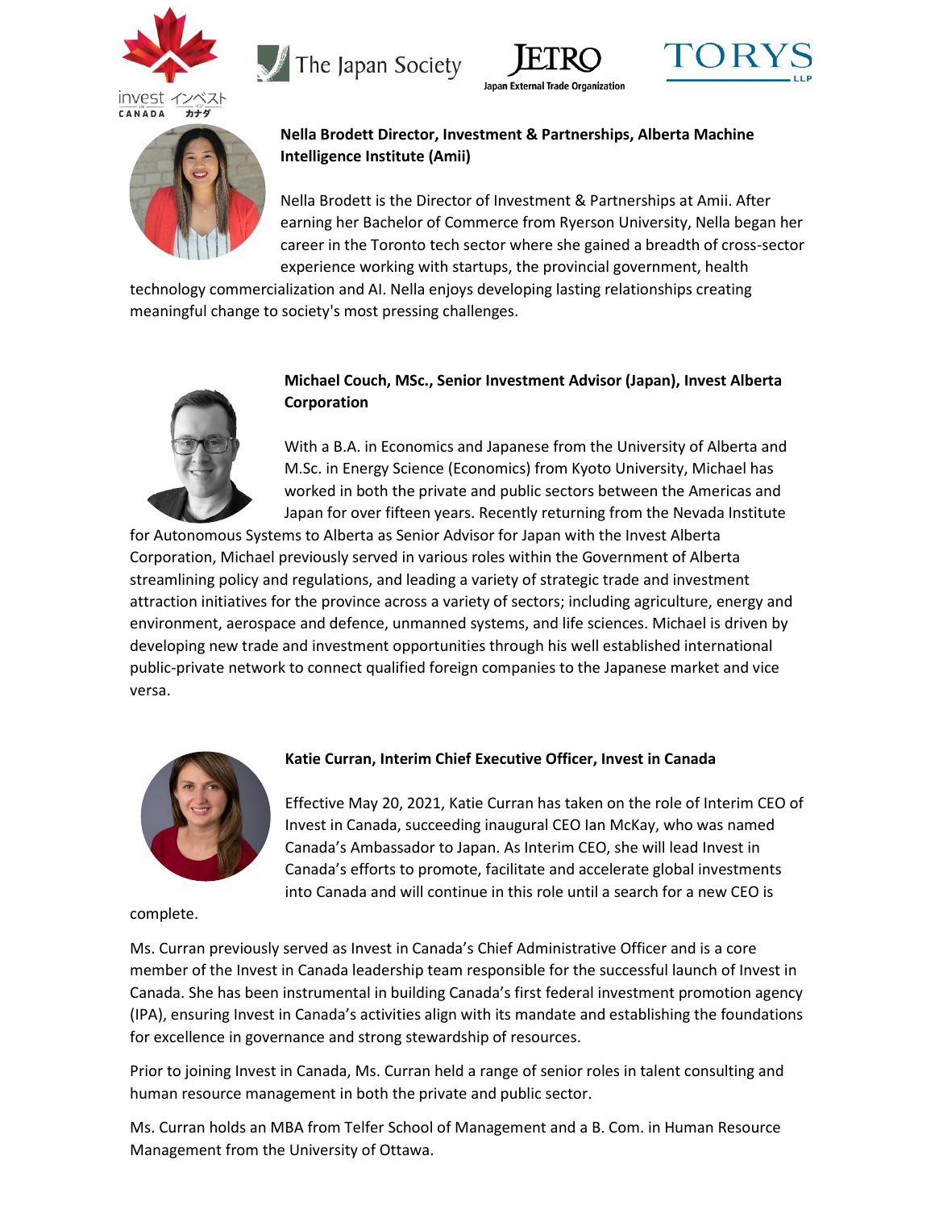**Nella Brodett Director, Investment & Partnerships, Alberta Machine Intelligence Institute (Amii)**

Nella Brodett is the Director of Investment & Partnerships at Amii. After earning her Bachelor of Commerce from Ryerson University, Nella began her career in the Toronto tech sector where she gained a breadth of cross-sector experience working with startups, the provincial government, health technology commercialization and AI. Nella enjoys developing lasting relationships creating meaningful change to society's most pressing challenges.

**Michael Couch, MSc., Senior Investment Advisor (Japan), Invest Alberta Corporation**

With a B.A. in Economics and Japanese from the University of Alberta and M.Sc. in Energy Science (Economics) from Kyoto University, Michael has worked in both the private and public sectors between the Americas and Japan for over fifteen years. Recently returning from the Nevada Institute for Autonomous Systems to Alberta as Senior Advisor for Japan with the Invest Alberta Corporation, Michael previously served in various roles within the Government of Alberta streamlining policy and regulations, and leading a variety of strategic trade and investment attraction initiatives for the province across a variety of sectors; including agriculture, energy and environment, aerospace and defence, unmanned systems, and life sciences. Michael is driven by developing new trade and investment opportunities through his well established international public-private network to connect qualified foreign companies to the Japanese market and vice versa.

**Katie Curran, Interim Chief Executive Officer, Invest in Canada**

Effective May 20, 2021, Katie Curran has taken on the role of Interim CEO of Invest in Canada, succeeding inaugural CEO Ian McKay, who was named Canada's Ambassador to Japan. As Interim CEO, she will lead Invest in Canada's efforts to promote, facilitate and accelerate global investments into Canada and will continue in this role until a search for a new CEO is complete.

Ms. Curran previously served as Invest in Canada's Chief Administrative Officer and is a core member of the Invest in Canada leadership team responsible for the successful launch of Invest in Canada. She has been instrumental in building Canada's first federal investment promotion agency (IPA), ensuring Invest in Canada's activities align with its mandate and establishing the foundations for excellence in governance and strong stewardship of resources.

Prior to joining Invest in Canada, Ms. Curran held a range of senior roles in talent consulting and human resource management in both the private and public sector.

Ms. Curran holds an MBA from Telfer School of Management and a B. Com. in Human Resource Management from the University of Ottawa.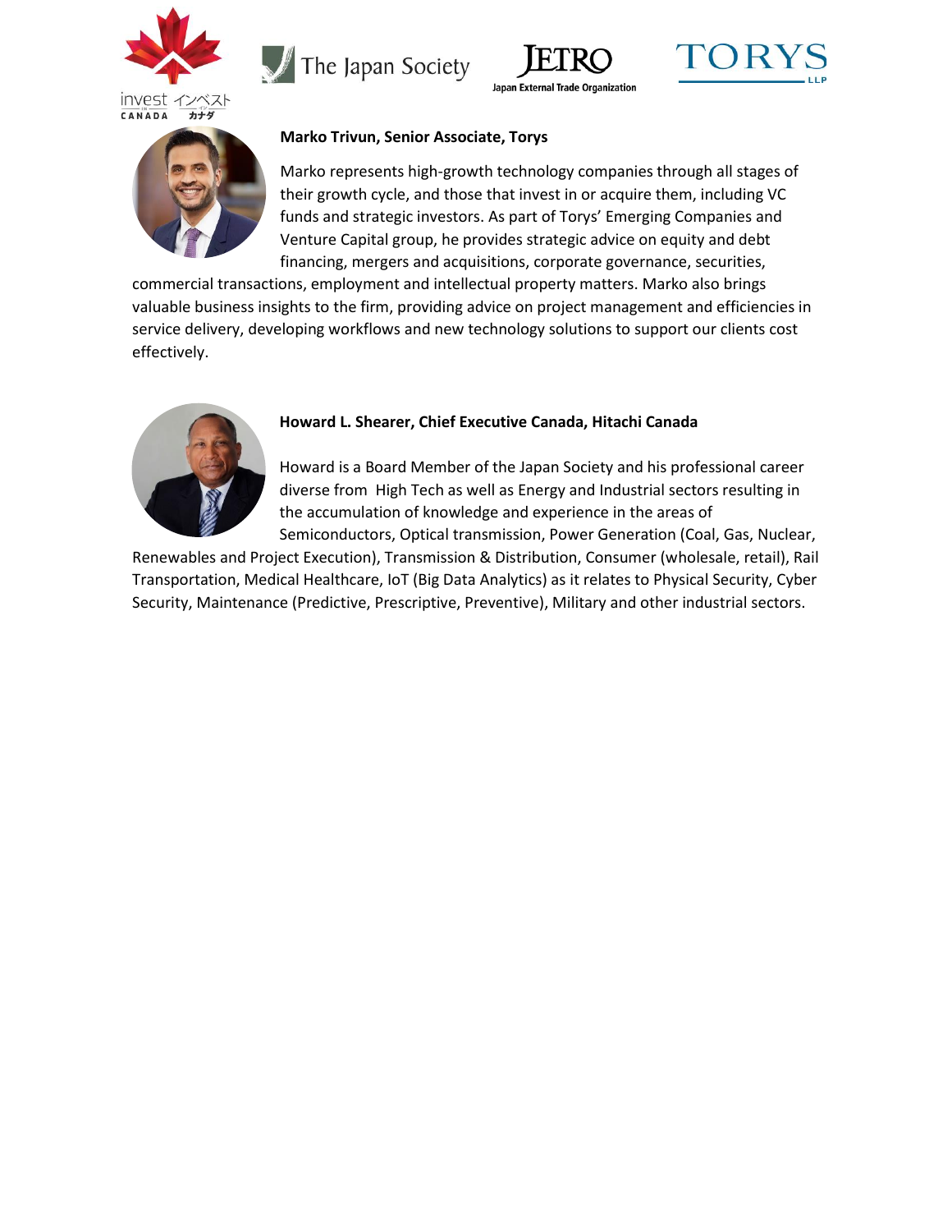**Marko Trivun, Senior Associate, Torys**

Marko represents high-growth technology companies through all stages of their growth cycle, and those that invest in or acquire them, including VC funds and strategic investors. As part of Torys' Emerging Companies and Venture Capital group, he provides strategic advice on equity and debt financing, mergers and acquisitions, corporate governance, securities, commercial transactions, employment and intellectual property matters. Marko also brings valuable business insights to the firm, providing advice on project management and efficiencies in service delivery, developing workflows and new technology solutions to support our clients cost effectively.

**Howard L. Shearer, Chief Executive Canada, Hitachi Canada**

Howard is a Board Member of the Japan Society and his professional career diverse from High Tech as well as Energy and Industrial sectors resulting in the accumulation of knowledge and experience in the areas of Semiconductors, Optical transmission, Power Generation (Coal, Gas, Nuclear, Renewables and Project Execution), Transmission & Distribution, Consumer (wholesale, retail), Rail Transportation, Medical Healthcare, IoT (Big Data Analytics) as it relates to Physical Security, Cyber Security, Maintenance (Predictive, Prescriptive, Preventive), Military and other industrial sectors.